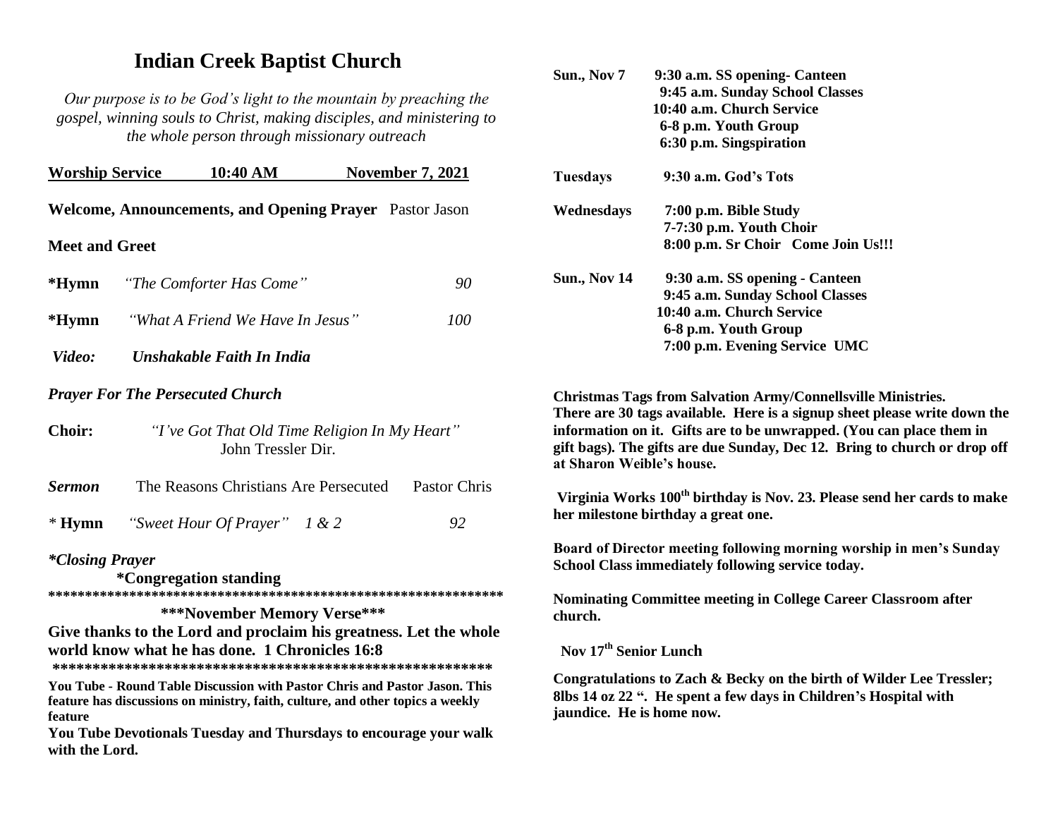# Indian Creek Baptist Church

*Our purpose is to be God's light to the mountain by preaching the gospel, winning souls to Christ, making disciples, and ministering to the whole person through missionary outreach*

**Worship Service 10:40 AM November 7, 2021**

**Welcome, Announcements, and Opening Prayer** Pastor Jason

**Meet and Greet**

**\*Hymn** *"The Comforter Has Come"* 90

**\*Hymn** *"What A Friend We Have In Jesus"* 100

***Video: Unshakable Faith In India***

***Prayer For The Persecuted Church***

**Choir:** *"I've Got That Old Time Religion In My Heart"* John Tressler Dir.

***Sermon*** The Reasons Christians Are Persecuted Pastor Chris

\* **Hymn** *"Sweet Hour Of Prayer" 1 & 2* 92

***\*Closing Prayer***

**\*Congregation standing**

**************************************************************

**\*\*\*November Memory Verse\*\*\***

**Give thanks to the Lord and proclaim his greatness. Let the whole world know what he has done. 1 Chronicles 16:8**

**********************************************************

**You Tube - Round Table Discussion with Pastor Chris and Pastor Jason. This feature has discussions on ministry, faith, culture, and other topics a weekly feature**

**You Tube Devotionals Tuesday and Thursdays to encourage your walk with the Lord.**

**Sun., Nov 7**
- **9:30 a.m. SS opening- Canteen**
- **9:45 a.m. Sunday School Classes**
- **10:40 a.m. Church Service**
- **6-8 p.m. Youth Group**
- **6:30 p.m. Singspiration**

**Tuesdays**
- **9:30 a.m. God's Tots**

**Wednesdays**
- **7:00 p.m. Bible Study**
- **7-7:30 p.m. Youth Choir**
- **8:00 p.m. Sr Choir Come Join Us!!!**

**Sun., Nov 14**
- **9:30 a.m. SS opening - Canteen**
- **9:45 a.m. Sunday School Classes**
- **10:40 a.m. Church Service**
- **6-8 p.m. Youth Group**
- **7:00 p.m. Evening Service UMC**

**Christmas Tags from Salvation Army/Connellsville Ministries. There are 30 tags available. Here is a signup sheet please write down the information on it. Gifts are to be unwrapped. (You can place them in gift bags). The gifts are due Sunday, Dec 12. Bring to church or drop off at Sharon Weible's house.**

**Virginia Works 100th birthday is Nov. 23. Please send her cards to make her milestone birthday a great one.**

**Board of Director meeting following morning worship in men's Sunday School Class immediately following service today.**

**Nominating Committee meeting in College Career Classroom after church.**

**Nov 17th Senior Lunch**

**Congratulations to Zach & Becky on the birth of Wilder Lee Tressler; 8lbs 14 oz 22 ". He spent a few days in Children's Hospital with jaundice. He is home now.**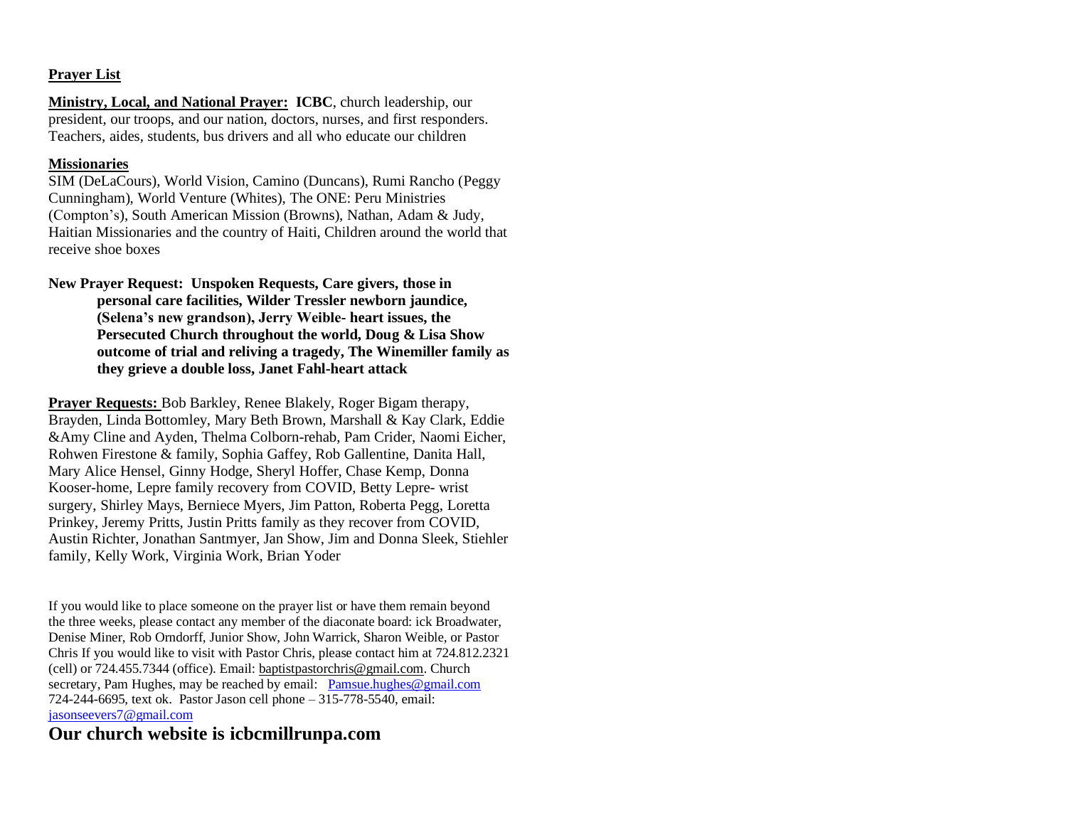**Prayer List**

**Ministry, Local, and National Prayer:** **ICBC**, church leadership, our president, our troops, and our nation, doctors, nurses, and first responders. Teachers, aides, students, bus drivers and all who educate our children

**Missionaries**

SIM (DeLaCours), World Vision, Camino (Duncans), Rumi Rancho (Peggy Cunningham), World Venture (Whites), The ONE: Peru Ministries (Compton's), South American Mission (Browns), Nathan, Adam & Judy, Haitian Missionaries and the country of Haiti, Children around the world that receive shoe boxes

**New Prayer Request: Unspoken Requests, Care givers, those in personal care facilities, Wilder Tressler newborn jaundice, (Selena's new grandson), Jerry Weible- heart issues, the Persecuted Church throughout the world, Doug & Lisa Show outcome of trial and reliving a tragedy, The Winemiller family as they grieve a double loss, Janet Fahl-heart attack**

**Prayer Requests:** Bob Barkley, Renee Blakely, Roger Bigam therapy, Brayden, Linda Bottomley, Mary Beth Brown, Marshall & Kay Clark, Eddie &Amy Cline and Ayden, Thelma Colborn-rehab, Pam Crider, Naomi Eicher, Rohwen Firestone & family, Sophia Gaffey, Rob Gallentine, Danita Hall, Mary Alice Hensel, Ginny Hodge, Sheryl Hoffer, Chase Kemp, Donna Kooser-home, Lepre family recovery from COVID, Betty Lepre- wrist surgery, Shirley Mays, Berniece Myers, Jim Patton, Roberta Pegg, Loretta Prinkey, Jeremy Pritts, Justin Pritts family as they recover from COVID, Austin Richter, Jonathan Santmyer, Jan Show, Jim and Donna Sleek, Stiehler family, Kelly Work, Virginia Work, Brian Yoder

If you would like to place someone on the prayer list or have them remain beyond the three weeks, please contact any member of the diaconate board: ick Broadwater, Denise Miner, Rob Orndorff, Junior Show, John Warrick, Sharon Weible, or Pastor Chris If you would like to visit with Pastor Chris, please contact him at 724.812.2321 (cell) or 724.455.7344 (office). Email: baptistpastorchris@gmail.com. Church secretary, Pam Hughes, may be reached by email: Pamsue.hughes@gmail.com 724-244-6695, text ok. Pastor Jason cell phone – 315-778-5540, email: jasonseevers7@gmail.com

**Our church website is icbcmillrunpa.com**